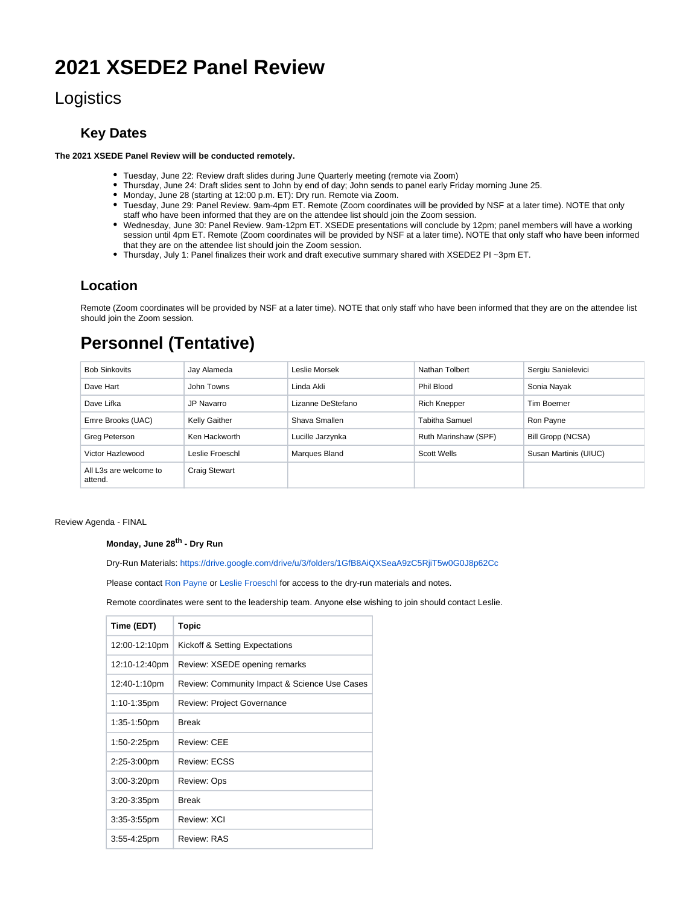# 2021 XSEDE2 Panel Review

## Logistics

### Key Dates

**The 2021 XSEDE Panel Review will be conducted remotely.**

- Tuesday, June 22: Review draft slides during June Quarterly meeting (remote via Zoom)
- Thursday, June 24: Draft slides sent to John by end of day; John sends to panel early Friday morning June 25.
- Monday, June 28 (starting at 12:00 p.m. ET): Dry run. Remote via Zoom.
- Tuesday, June 29: Panel Review. 9am-4pm ET. Remote (Zoom coordinates will be provided by NSF at a later time). NOTE that only staff who have been informed that they are on the attendee list should join the Zoom session.
- Wednesday, June 30: Panel Review. 9am-12pm ET. XSEDE presentations will conclude by 12pm; panel members will have a working session until 4pm ET. Remote (Zoom coordinates will be provided by NSF at a later time). NOTE that only staff who have been informed that they are on the attendee list should join the Zoom session.
- Thursday, July 1: Panel finalizes their work and draft executive summary shared with XSEDE2 PI ~3pm ET.

### Location

Remote (Zoom coordinates will be provided by NSF at a later time). NOTE that only staff who have been informed that they are on the attendee list should join the Zoom session.

## Personnel (Tentative)

| | | | | |
|---|---|---|---|---|
| Bob Sinkovits | Jay Alameda | Leslie Morsek | Nathan Tolbert | Sergiu Sanielevici |
| Dave Hart | John Towns | Linda Akli | Phil Blood | Sonia Nayak |
| Dave Lifka | JP Navarro | Lizanne DeStefano | Rich Knepper | Tim Boerner |
| Emre Brooks (UAC) | Kelly Gaither | Shava Smallen | Tabitha Samuel | Ron Payne |
| Greg Peterson | Ken Hackworth | Lucille Jarzynka | Ruth Marinshaw (SPF) | Bill Gropp (NCSA) |
| Victor Hazlewood | Leslie Froeschl | Marques Bland | Scott Wells | Susan Martinis (UIUC) |
| All L3s are welcome to attend. | Craig Stewart | | | |

Review Agenda - FINAL

**Monday, June 28th - Dry Run**

Dry-Run Materials: https://drive.google.com/drive/u/3/folders/1GfB8AiQXSeaA9zC5RjiT5w0G0J8p62Cc

Please contact Ron Payne or Leslie Froeschl for access to the dry-run materials and notes.

Remote coordinates were sent to the leadership team. Anyone else wishing to join should contact Leslie.

| Time (EDT) | Topic |
|---|---|
| 12:00-12:10pm | Kickoff & Setting Expectations |
| 12:10-12:40pm | Review: XSEDE opening remarks |
| 12:40-1:10pm | Review: Community Impact & Science Use Cases |
| 1:10-1:35pm | Review: Project Governance |
| 1:35-1:50pm | Break |
| 1:50-2:25pm | Review: CEE |
| 2:25-3:00pm | Review: ECSS |
| 3:00-3:20pm | Review: Ops |
| 3:20-3:35pm | Break |
| 3:35-3:55pm | Review: XCI |
| 3:55-4:25pm | Review: RAS |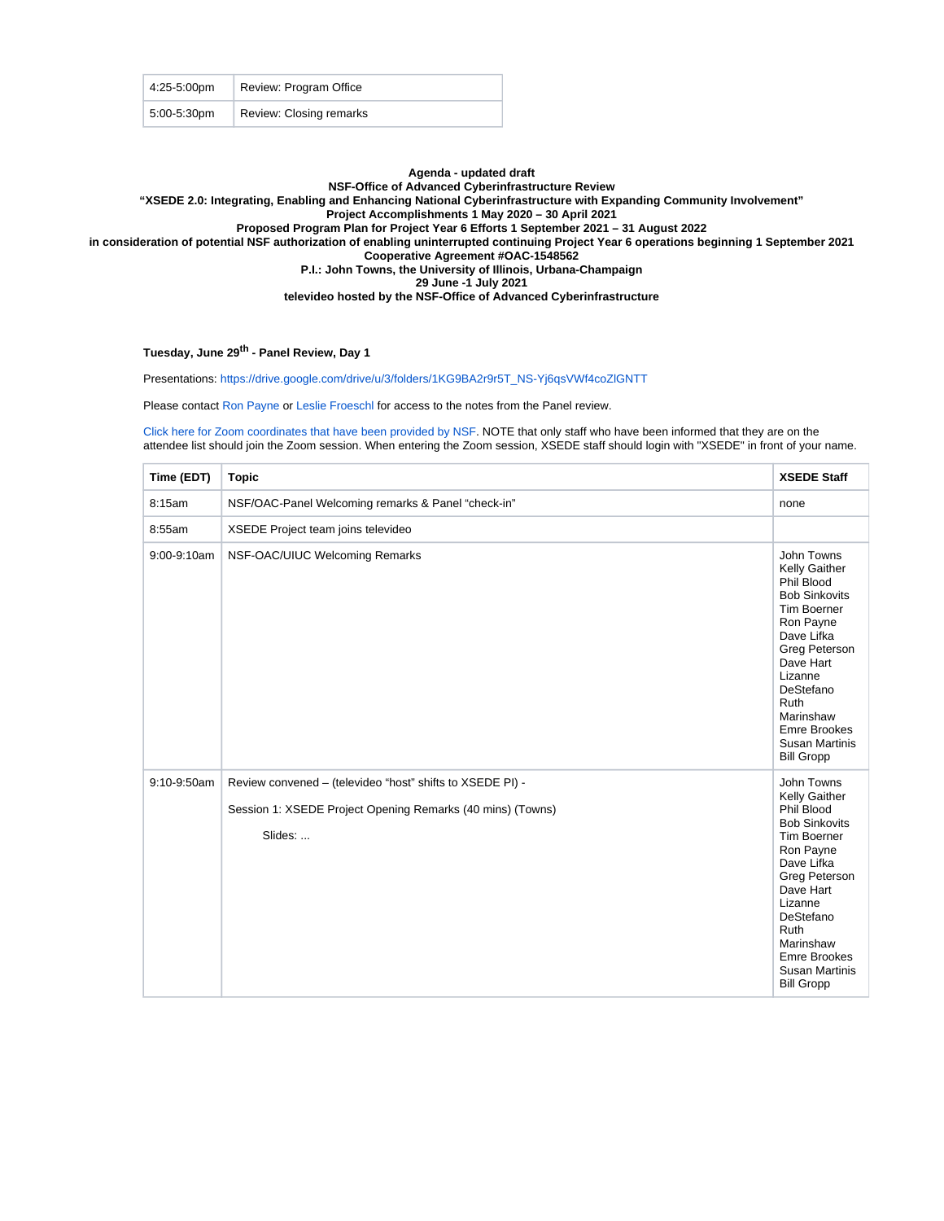| 4:25-5:00pm | Review: Program Office |
|---|---|
| 5:00-5:30pm | Review: Closing remarks |

**Agenda - updated draft**
**NSF-Office of Advanced Cyberinfrastructure Review**
**"XSEDE 2.0: Integrating, Enabling and Enhancing National Cyberinfrastructure with Expanding Community Involvement"**
**Project Accomplishments 1 May 2020 – 30 April 2021**
**Proposed Program Plan for Project Year 6 Efforts 1 September 2021 – 31 August 2022**
**in consideration of potential NSF authorization of enabling uninterrupted continuing Project Year 6 operations beginning 1 September 2021**
**Cooperative Agreement #OAC-1548562**
**P.I.: John Towns, the University of Illinois, Urbana-Champaign**
**29 June -1 July 2021**
**televideo hosted by the NSF-Office of Advanced Cyberinfrastructure**

### Tuesday, June 29th - Panel Review, Day 1

Presentations: https://drive.google.com/drive/u/3/folders/1KG9BA2r9r5T_NS-Yj6qsVWf4coZlGNTT

Please contact Ron Payne or Leslie Froeschl for access to the notes from the Panel review.

Click here for Zoom coordinates that have been provided by NSF. NOTE that only staff who have been informed that they are on the attendee list should join the Zoom session. When entering the Zoom session, XSEDE staff should login with "XSEDE" in front of your name.

| Time (EDT) | Topic | XSEDE Staff |
|---|---|---|
| 8:15am | NSF/OAC-Panel Welcoming remarks & Panel "check-in" | none |
| 8:55am | XSEDE Project team joins televideo | |
| 9:00-9:10am | NSF-OAC/UIUC Welcoming Remarks | John Towns<br>Kelly Gaither<br>Phil Blood<br>Bob Sinkovits<br>Tim Boerner<br>Ron Payne<br>Dave Lifka<br>Greg Peterson<br>Dave Hart<br>Lizanne DeStefano<br>Ruth Marinshaw<br>Emre Brookes<br>Susan Martinis<br>Bill Gropp |
| 9:10-9:50am | Review convened – (televideo "host" shifts to XSEDE PI) -<br><br>Session 1: XSEDE Project Opening Remarks (40 mins) (Towns)<br><br>Slides: ... | John Towns<br>Kelly Gaither<br>Phil Blood<br>Bob Sinkovits<br>Tim Boerner<br>Ron Payne<br>Dave Lifka<br>Greg Peterson<br>Dave Hart<br>Lizanne DeStefano<br>Ruth Marinshaw<br>Emre Brookes<br>Susan Martinis<br>Bill Gropp |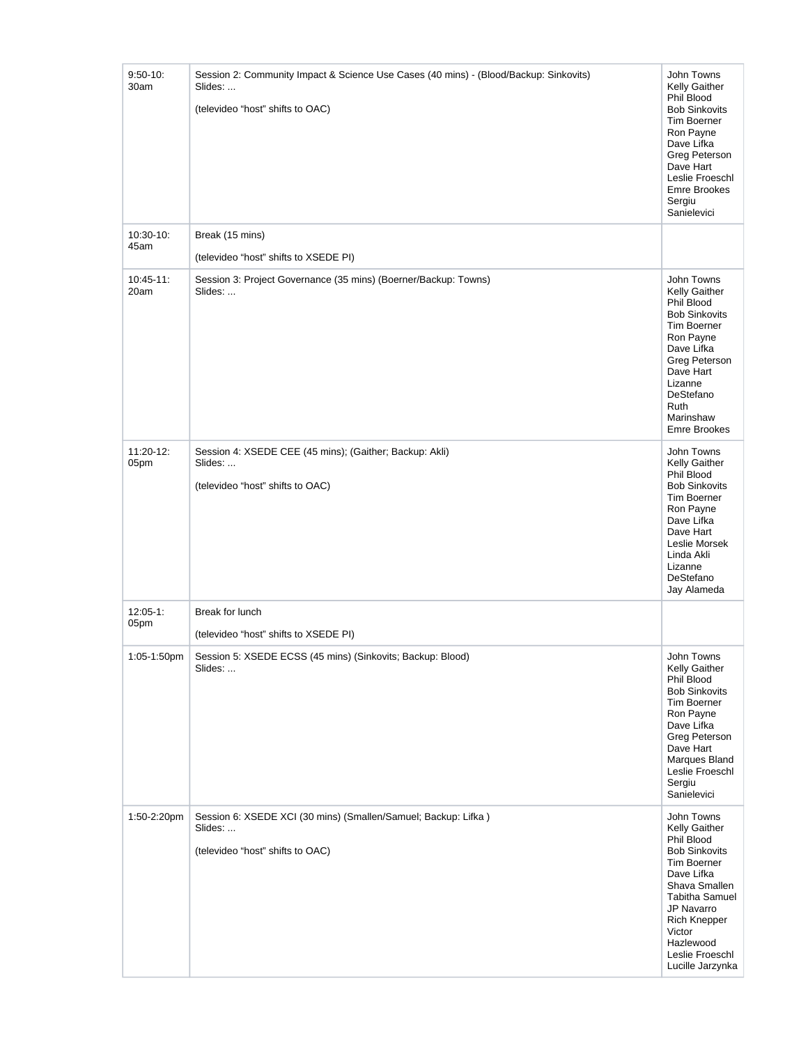| | | |
|---|---|---|
| 9:50-10:30am | Session 2: Community Impact & Science Use Cases (40 mins) - (Blood/Backup: Sinkovits)<br>Slides: ...<br><br>(televideo “host” shifts to OAC) | John Towns<br>Kelly Gaither<br>Phil Blood<br>Bob Sinkovits<br>Tim Boerner<br>Ron Payne<br>Dave Lifka<br>Greg Peterson<br>Dave Hart<br>Leslie Froeschl<br>Emre Brookes<br>Sergiu Sanielevici |
| 10:30-10:45am | Break (15 mins)<br><br>(televideo “host” shifts to XSEDE PI) | |
| 10:45-11:20am | Session 3: Project Governance (35 mins) (Boerner/Backup: Towns)<br>Slides: ... | John Towns<br>Kelly Gaither<br>Phil Blood<br>Bob Sinkovits<br>Tim Boerner<br>Ron Payne<br>Dave Lifka<br>Greg Peterson<br>Dave Hart<br>Lizanne DeStefano<br>Ruth Marinshaw<br>Emre Brookes |
| 11:20-12:05pm | Session 4: XSEDE CEE (45 mins); (Gaither; Backup: Akli)<br>Slides: ...<br><br>(televideo “host” shifts to OAC) | John Towns<br>Kelly Gaither<br>Phil Blood<br>Bob Sinkovits<br>Tim Boerner<br>Ron Payne<br>Dave Lifka<br>Dave Hart<br>Leslie Morsek<br>Linda Akli<br>Lizanne DeStefano<br>Jay Alameda |
| 12:05-1:05pm | Break for lunch<br><br>(televideo “host” shifts to XSEDE PI) | |
| 1:05-1:50pm | Session 5: XSEDE ECSS (45 mins) (Sinkovits; Backup: Blood)<br>Slides: ... | John Towns<br>Kelly Gaither<br>Phil Blood<br>Bob Sinkovits<br>Tim Boerner<br>Ron Payne<br>Dave Lifka<br>Greg Peterson<br>Dave Hart<br>Marques Bland<br>Leslie Froeschl<br>Sergiu Sanielevici |
| 1:50-2:20pm | Session 6: XSEDE XCI (30 mins) (Smallen/Samuel; Backup: Lifka )<br>Slides: ...<br><br>(televideo “host” shifts to OAC) | John Towns<br>Kelly Gaither<br>Phil Blood<br>Bob Sinkovits<br>Tim Boerner<br>Dave Lifka<br>Shava Smallen<br>Tabitha Samuel<br>JP Navarro<br>Rich Knepper<br>Victor Hazlewood<br>Leslie Froeschl<br>Lucille Jarzynka |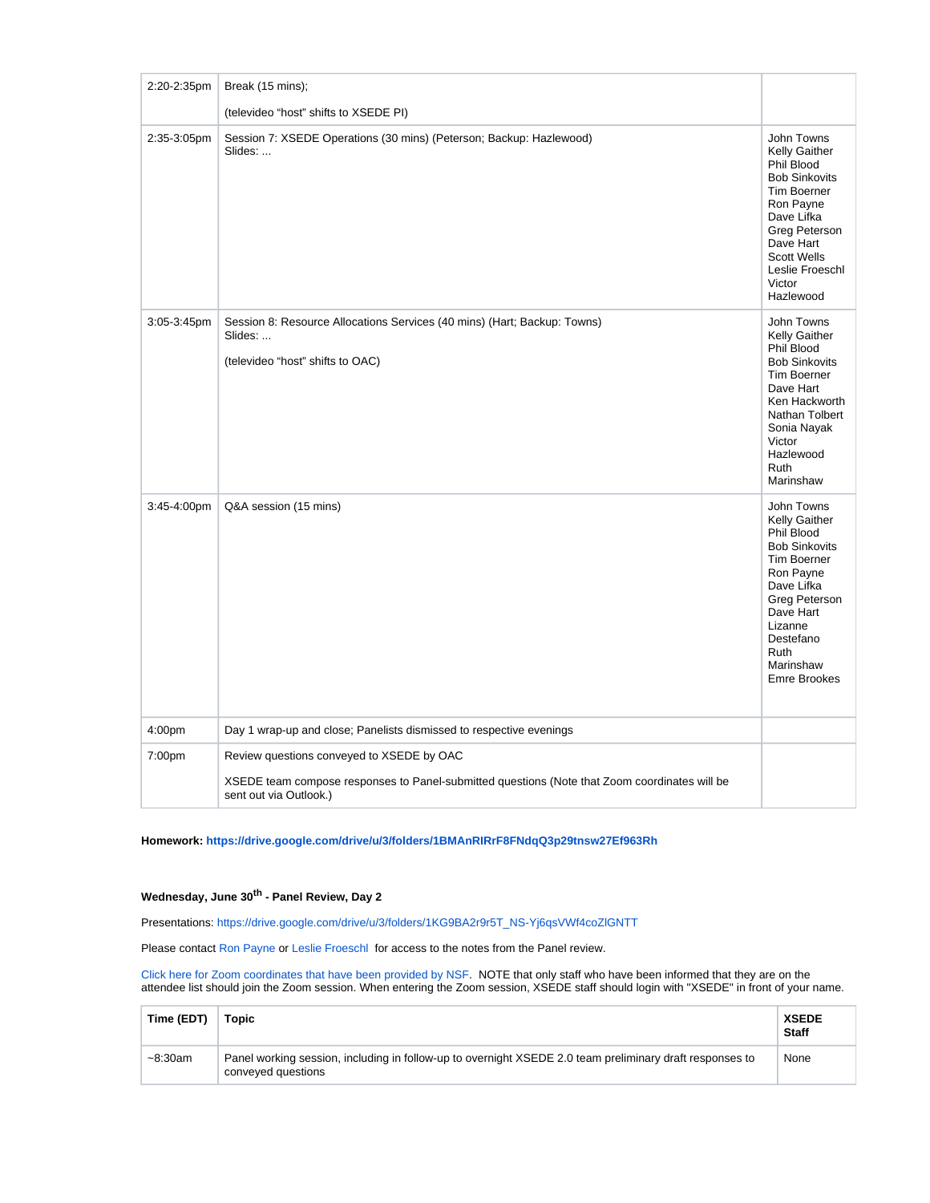| | | |
|---|---|---|
| 2:20-2:35pm | Break (15 mins);<br><br>(televideo "host" shifts to XSEDE PI) | |
| 2:35-3:05pm | Session 7: XSEDE Operations (30 mins) (Peterson; Backup: Hazlewood)<br>Slides: ... | John Towns<br>Kelly Gaither<br>Phil Blood<br>Bob Sinkovits<br>Tim Boerner<br>Ron Payne<br>Dave Lifka<br>Greg Peterson<br>Dave Hart<br>Scott Wells<br>Leslie Froeschl<br>Victor Hazlewood |
| 3:05-3:45pm | Session 8: Resource Allocations Services (40 mins) (Hart; Backup: Towns)<br>Slides: ...<br><br>(televideo "host" shifts to OAC) | John Towns<br>Kelly Gaither<br>Phil Blood<br>Bob Sinkovits<br>Tim Boerner<br>Dave Hart<br>Ken Hackworth<br>Nathan Tolbert<br>Sonia Nayak<br>Victor Hazlewood<br>Ruth Marinshaw |
| 3:45-4:00pm | Q&A session (15 mins) | John Towns<br>Kelly Gaither<br>Phil Blood<br>Bob Sinkovits<br>Tim Boerner<br>Ron Payne<br>Dave Lifka<br>Greg Peterson<br>Dave Hart<br>Lizanne Destefano<br>Ruth Marinshaw<br>Emre Brookes |
| 4:00pm | Day 1 wrap-up and close; Panelists dismissed to respective evenings | |
| 7:00pm | Review questions conveyed to XSEDE by OAC<br><br>XSEDE team compose responses to Panel-submitted questions (Note that Zoom coordinates will be sent out via Outlook.) | |

**Homework: https://drive.google.com/drive/u/3/folders/1BMAnRIRrF8FNdqQ3p29tnsw27Ef963Rh**

#### Wednesday, June 30th - Panel Review, Day 2

Presentations: https://drive.google.com/drive/u/3/folders/1KG9BA2r9r5T_NS-Yj6qsVWf4coZIGNTT

Please contact Ron Payne or Leslie Froeschl for access to the notes from the Panel review.

Click here for Zoom coordinates that have been provided by NSF. NOTE that only staff who have been informed that they are on the attendee list should join the Zoom session. When entering the Zoom session, XSEDE staff should login with "XSEDE" in front of your name.

| Time (EDT) | Topic | XSEDE Staff |
|---|---|---|
| ~8:30am | Panel working session, including in follow-up to overnight XSEDE 2.0 team preliminary draft responses to conveyed questions | None |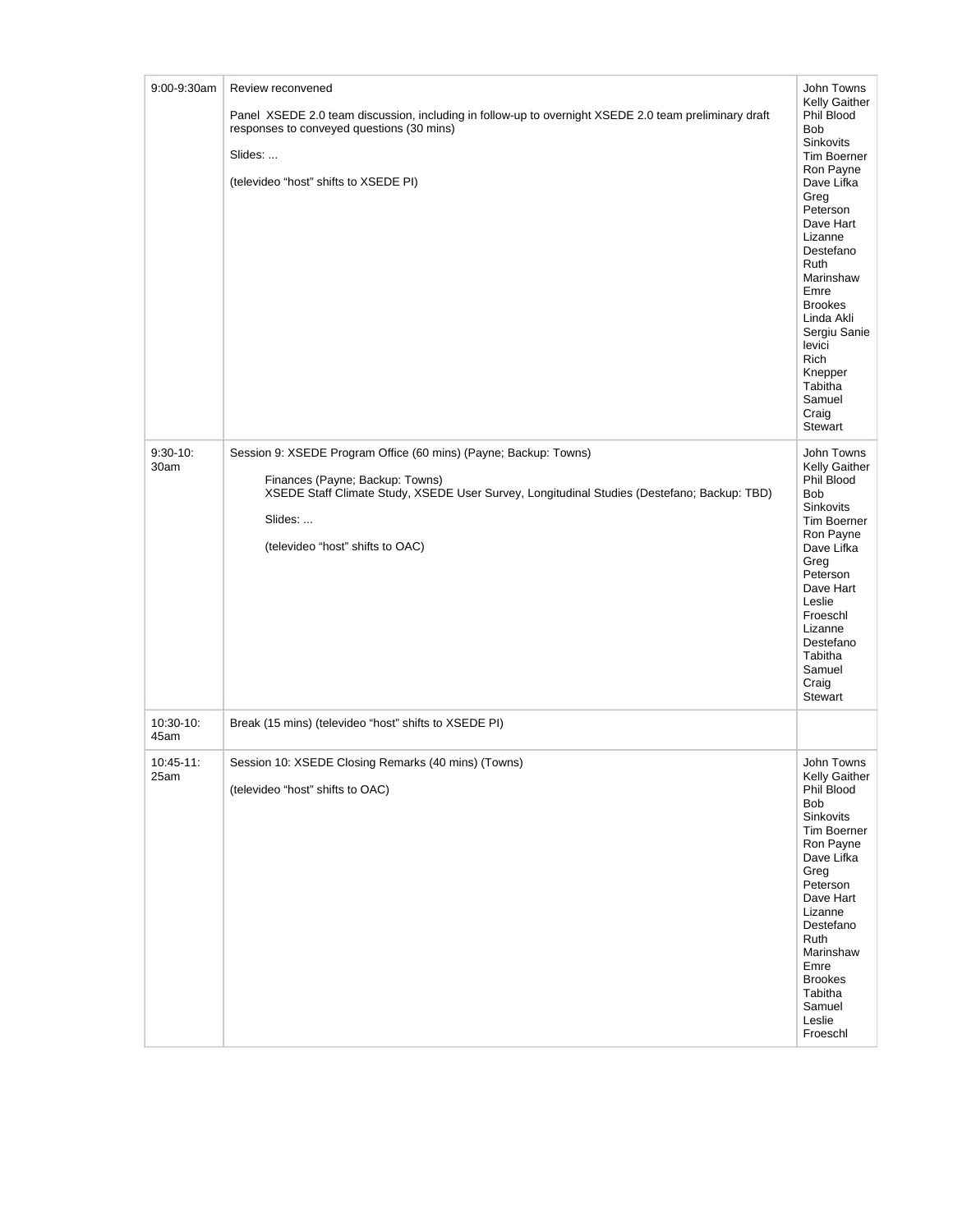| | | |
|---|---|---|
| 9:00-9:30am | Review reconvened<br><br>Panel XSEDE 2.0 team discussion, including in follow-up to overnight XSEDE 2.0 team preliminary draft responses to conveyed questions (30 mins)<br><br>Slides: ...<br><br>(televideo "host" shifts to XSEDE PI) | John Towns<br>Kelly Gaither<br>Phil Blood<br>Bob Sinkovits<br>Tim Boerner<br>Ron Payne<br>Dave Lifka<br>Greg Peterson<br>Dave Hart<br>Lizanne Destefano<br>Ruth Marinshaw<br>Emre Brookes<br>Linda Akli<br>Sergiu Sanielevici<br>Rich Knepper<br>Tabitha Samuel<br>Craig Stewart |
| 9:30-10:30am | Session 9: XSEDE Program Office (60 mins) (Payne; Backup: Towns)<br><br>Finances (Payne; Backup: Towns)<br>XSEDE Staff Climate Study, XSEDE User Survey, Longitudinal Studies (Destefano; Backup: TBD)<br><br>Slides: ...<br><br>(televideo "host" shifts to OAC) | John Towns<br>Kelly Gaither<br>Phil Blood<br>Bob Sinkovits<br>Tim Boerner<br>Ron Payne<br>Dave Lifka<br>Greg Peterson<br>Dave Hart<br>Leslie Froeschl<br>Lizanne Destefano<br>Tabitha Samuel<br>Craig Stewart |
| 10:30-10:45am | Break (15 mins) (televideo "host" shifts to XSEDE PI) | |
| 10:45-11:25am | Session 10: XSEDE Closing Remarks (40 mins) (Towns)<br><br>(televideo "host" shifts to OAC) | John Towns<br>Kelly Gaither<br>Phil Blood<br>Bob Sinkovits<br>Tim Boerner<br>Ron Payne<br>Dave Lifka<br>Greg Peterson<br>Dave Hart<br>Lizanne Destefano<br>Ruth Marinshaw<br>Emre Brookes<br>Tabitha Samuel<br>Leslie Froeschl |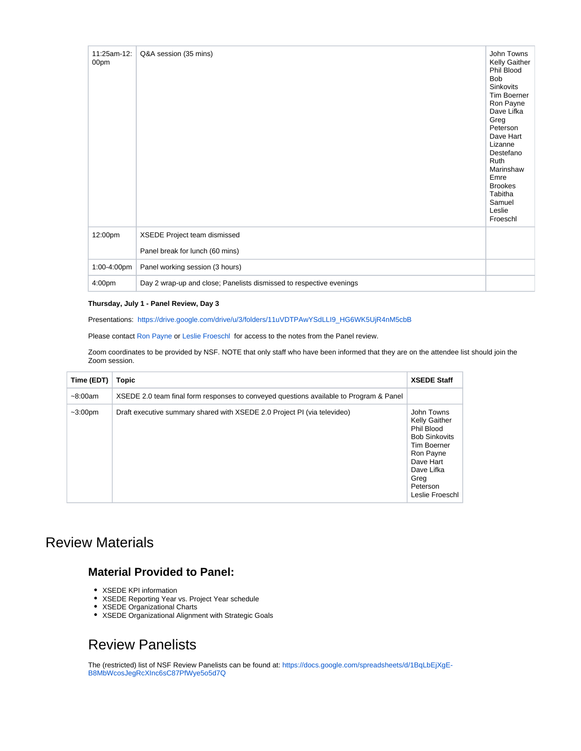| | | |
|---|---|---|
| 11:25am-12:00pm | Q&A session (35 mins) | John Towns<br>Kelly Gaither<br>Phil Blood<br>Bob Sinkovits<br>Tim Boerner<br>Ron Payne<br>Dave Lifka<br>Greg Peterson<br>Dave Hart<br>Lizanne Destefano<br>Ruth Marinshaw<br>Emre Brookes<br>Tabitha Samuel<br>Leslie Froeschl |
| 12:00pm | XSEDE Project team dismissed<br><br>Panel break for lunch (60 mins) | |
| 1:00-4:00pm | Panel working session (3 hours) | |
| 4:00pm | Day 2 wrap-up and close; Panelists dismissed to respective evenings | |

**Thursday, July 1 - Panel Review, Day 3**

Presentations: https://drive.google.com/drive/u/3/folders/11uVDTPAwYSdLLI9_HG6WK5UjR4nM5cbB

Please contact Ron Payne or Leslie Froeschl for access to the notes from the Panel review.

Zoom coordinates to be provided by NSF. NOTE that only staff who have been informed that they are on the attendee list should join the Zoom session.

| Time (EDT) | Topic | XSEDE Staff |
|---|---|---|
| ~8:00am | XSEDE 2.0 team final form responses to conveyed questions available to Program & Panel | |
| ~3:00pm | Draft executive summary shared with XSEDE 2.0 Project PI (via televideo) | John Towns<br>Kelly Gaither<br>Phil Blood<br>Bob Sinkovits<br>Tim Boerner<br>Ron Payne<br>Dave Hart<br>Dave Lifka<br>Greg Peterson<br>Leslie Froeschl |

# Review Materials

### Material Provided to Panel:

- XSEDE KPI information
- XSEDE Reporting Year vs. Project Year schedule
- XSEDE Organizational Charts
- XSEDE Organizational Alignment with Strategic Goals

## Review Panelists

The (restricted) list of NSF Review Panelists can be found at: https://docs.google.com/spreadsheets/d/1BqLbEjXgE-B8MbWcosJegRcXInc6sC87PfWye5o5d7Q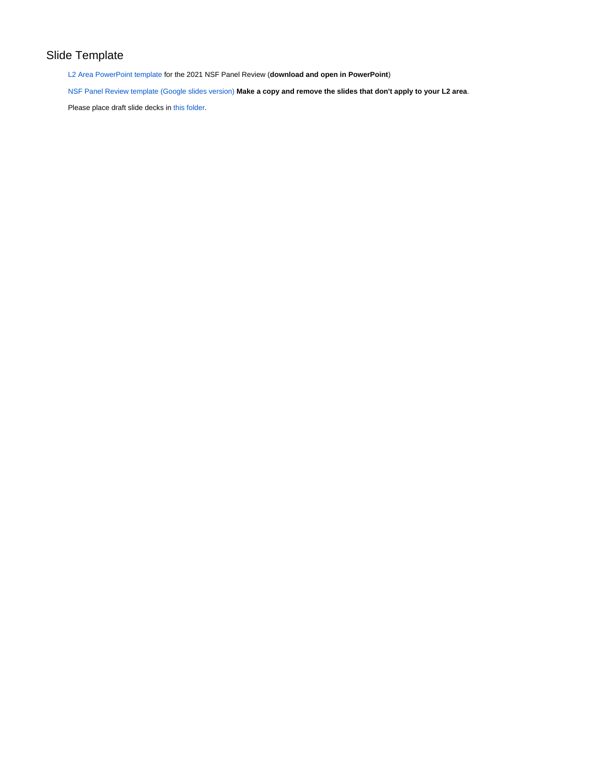## Slide Template

L2 Area PowerPoint template for the 2021 NSF Panel Review (**download and open in PowerPoint**)

NSF Panel Review template (Google slides version) **Make a copy and remove the slides that don't apply to your L2 area**.

Please place draft slide decks in this folder.